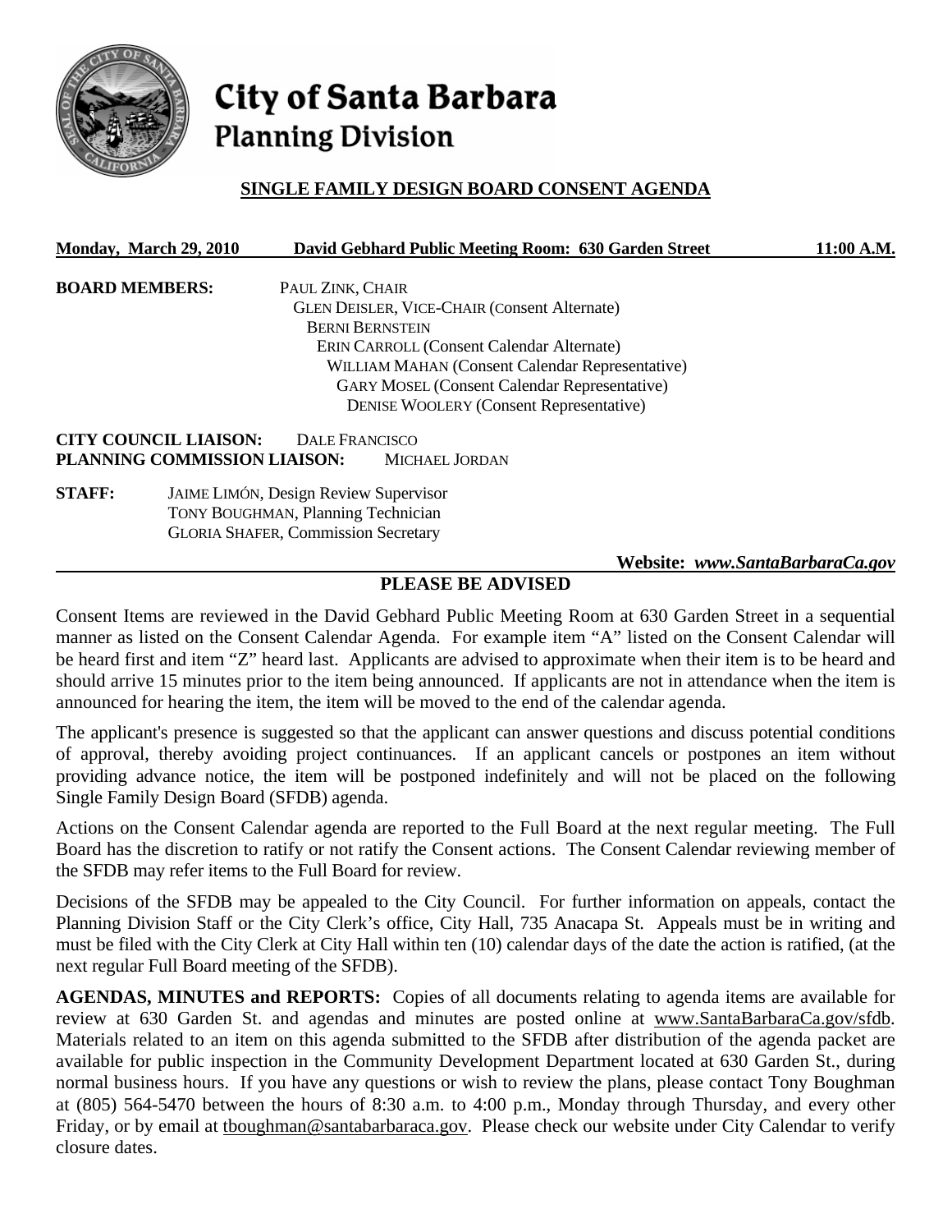# City of Santa Barbara
## Planning Division

### SINGLE FAMILY DESIGN BOARD CONSENT AGENDA

**Monday, March 29, 2010 David Gebhard Public Meeting Room: 630 Garden Street 11:00 A.M.**

**BOARD MEMBERS:**
PAUL ZINK, CHAIR
GLEN DEISLER, VICE-CHAIR (Consent Alternate)
BERNI BERNSTEIN
ERIN CARROLL (Consent Calendar Alternate)
WILLIAM MAHAN (Consent Calendar Representative)
GARY MOSEL (Consent Calendar Representative)
DENISE WOOLERY (Consent Representative)

**CITY COUNCIL LIAISON:** DALE FRANCISCO
**PLANNING COMMISSION LIAISON:** MICHAEL JORDAN

**STAFF:**
JAIME LIMÓN, Design Review Supervisor
TONY BOUGHMAN, Planning Technician
GLORIA SHAFER, Commission Secretary

**Website: *www.SantaBarbaraCa.gov***

### PLEASE BE ADVISED

Consent Items are reviewed in the David Gebhard Public Meeting Room at 630 Garden Street in a sequential manner as listed on the Consent Calendar Agenda. For example item "A" listed on the Consent Calendar will be heard first and item "Z" heard last. Applicants are advised to approximate when their item is to be heard and should arrive 15 minutes prior to the item being announced. If applicants are not in attendance when the item is announced for hearing the item, the item will be moved to the end of the calendar agenda.

The applicant's presence is suggested so that the applicant can answer questions and discuss potential conditions of approval, thereby avoiding project continuances. If an applicant cancels or postpones an item without providing advance notice, the item will be postponed indefinitely and will not be placed on the following Single Family Design Board (SFDB) agenda.

Actions on the Consent Calendar agenda are reported to the Full Board at the next regular meeting. The Full Board has the discretion to ratify or not ratify the Consent actions. The Consent Calendar reviewing member of the SFDB may refer items to the Full Board for review.

Decisions of the SFDB may be appealed to the City Council. For further information on appeals, contact the Planning Division Staff or the City Clerk's office, City Hall, 735 Anacapa St. Appeals must be in writing and must be filed with the City Clerk at City Hall within ten (10) calendar days of the date the action is ratified, (at the next regular Full Board meeting of the SFDB).

**AGENDAS, MINUTES and REPORTS:** Copies of all documents relating to agenda items are available for review at 630 Garden St. and agendas and minutes are posted online at www.SantaBarbaraCa.gov/sfdb. Materials related to an item on this agenda submitted to the SFDB after distribution of the agenda packet are available for public inspection in the Community Development Department located at 630 Garden St., during normal business hours. If you have any questions or wish to review the plans, please contact Tony Boughman at (805) 564-5470 between the hours of 8:30 a.m. to 4:00 p.m., Monday through Thursday, and every other Friday, or by email at tboughman@santabarbaraca.gov. Please check our website under City Calendar to verify closure dates.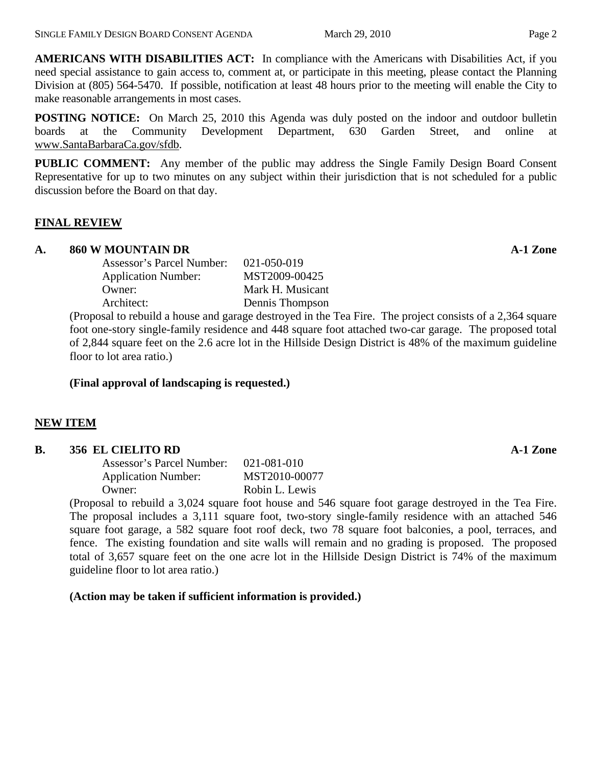**AMERICANS WITH DISABILITIES ACT:** In compliance with the Americans with Disabilities Act, if you need special assistance to gain access to, comment at, or participate in this meeting, please contact the Planning Division at (805) 564-5470. If possible, notification at least 48 hours prior to the meeting will enable the City to make reasonable arrangements in most cases.

**POSTING NOTICE:** On March 25, 2010 this Agenda was duly posted on the indoor and outdoor bulletin boards at the Community Development Department, 630 Garden Street, and online at www.SantaBarbaraCa.gov/sfdb.

**PUBLIC COMMENT:** Any member of the public may address the Single Family Design Board Consent Representative for up to two minutes on any subject within their jurisdiction that is not scheduled for a public discussion before the Board on that day.

## FINAL REVIEW

### A. 860 W MOUNTAIN DR — A-1 Zone

Assessor's Parcel Number: 021-050-019
Application Number: MST2009-00425
Owner: Mark H. Musicant
Architect: Dennis Thompson

(Proposal to rebuild a house and garage destroyed in the Tea Fire. The project consists of a 2,364 square foot one-story single-family residence and 448 square foot attached two-car garage. The proposed total of 2,844 square feet on the 2.6 acre lot in the Hillside Design District is 48% of the maximum guideline floor to lot area ratio.)

**(Final approval of landscaping is requested.)**

## NEW ITEM

### B. 356 EL CIELITO RD — A-1 Zone

Assessor's Parcel Number: 021-081-010
Application Number: MST2010-00077
Owner: Robin L. Lewis

(Proposal to rebuild a 3,024 square foot house and 546 square foot garage destroyed in the Tea Fire. The proposal includes a 3,111 square foot, two-story single-family residence with an attached 546 square foot garage, a 582 square foot roof deck, two 78 square foot balconies, a pool, terraces, and fence. The existing foundation and site walls will remain and no grading is proposed. The proposed total of 3,657 square feet on the one acre lot in the Hillside Design District is 74% of the maximum guideline floor to lot area ratio.)

**(Action may be taken if sufficient information is provided.)**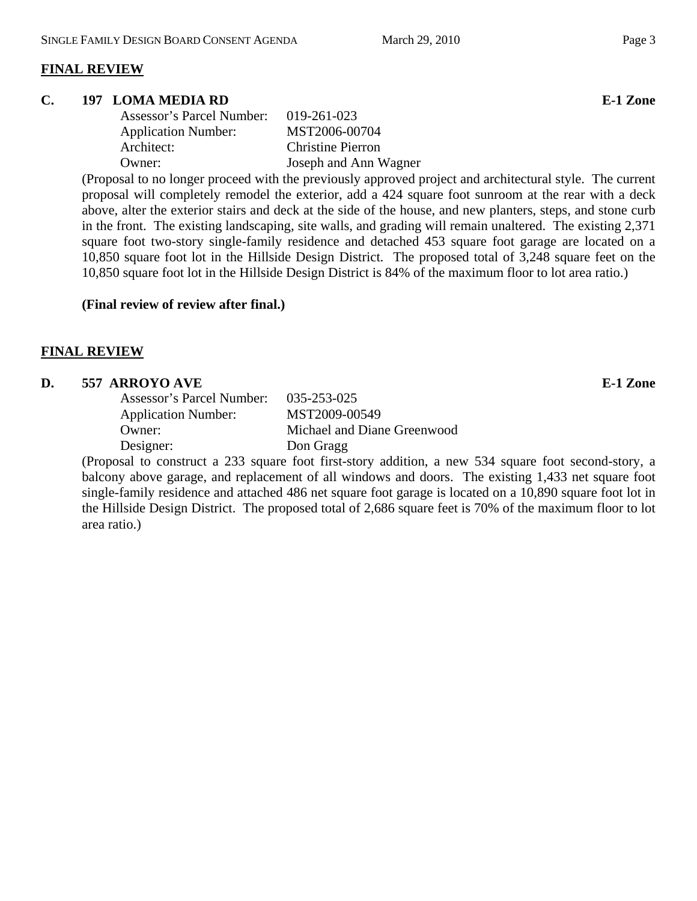## FINAL REVIEW

### C. 197 LOMA MEDIA RD — E-1 Zone

| | |
|---|---|
| Assessor's Parcel Number: | 019-261-023 |
| Application Number: | MST2006-00704 |
| Architect: | Christine Pierron |
| Owner: | Joseph and Ann Wagner |

(Proposal to no longer proceed with the previously approved project and architectural style. The current proposal will completely remodel the exterior, add a 424 square foot sunroom at the rear with a deck above, alter the exterior stairs and deck at the side of the house, and new planters, steps, and stone curb in the front. The existing landscaping, site walls, and grading will remain unaltered. The existing 2,371 square foot two-story single-family residence and detached 453 square foot garage are located on a 10,850 square foot lot in the Hillside Design District. The proposed total of 3,248 square feet on the 10,850 square foot lot in the Hillside Design District is 84% of the maximum floor to lot area ratio.)

**(Final review of review after final.)**

## FINAL REVIEW

### D. 557 ARROYO AVE — E-1 Zone

| | |
|---|---|
| Assessor's Parcel Number: | 035-253-025 |
| Application Number: | MST2009-00549 |
| Owner: | Michael and Diane Greenwood |
| Designer: | Don Gragg |

(Proposal to construct a 233 square foot first-story addition, a new 534 square foot second-story, a balcony above garage, and replacement of all windows and doors. The existing 1,433 net square foot single-family residence and attached 486 net square foot garage is located on a 10,890 square foot lot in the Hillside Design District. The proposed total of 2,686 square feet is 70% of the maximum floor to lot area ratio.)